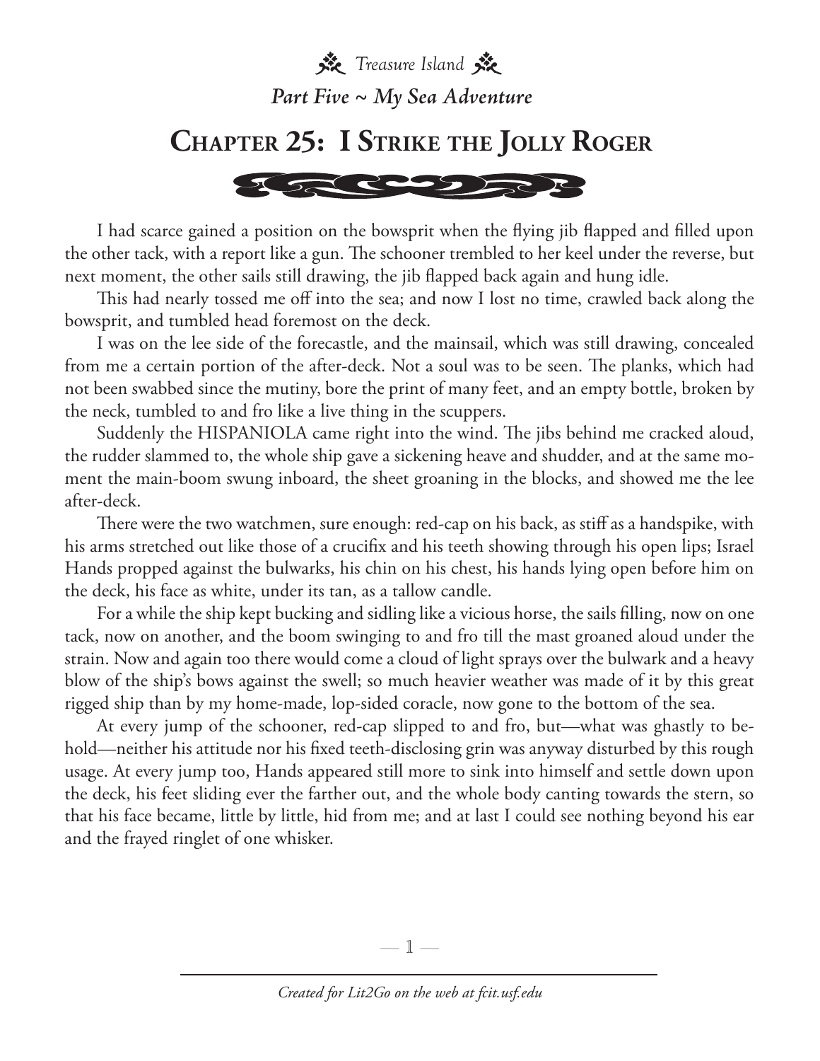*Part Five ~ My Sea Adventure*

# Chapter 25: I Strike the Jolly Roger

I had scarce gained a position on the bowsprit when the flying jib flapped and filled upon the other tack, with a report like a gun. The schooner trembled to her keel under the reverse, but next moment, the other sails still drawing, the jib flapped back again and hung idle.

This had nearly tossed me off into the sea; and now I lost no time, crawled back along the bowsprit, and tumbled head foremost on the deck.

I was on the lee side of the forecastle, and the mainsail, which was still drawing, concealed from me a certain portion of the after-deck. Not a soul was to be seen. The planks, which had not been swabbed since the mutiny, bore the print of many feet, and an empty bottle, broken by the neck, tumbled to and fro like a live thing in the scuppers.

Suddenly the HISPANIOLA came right into the wind. The jibs behind me cracked aloud, the rudder slammed to, the whole ship gave a sickening heave and shudder, and at the same moment the main-boom swung inboard, the sheet groaning in the blocks, and showed me the lee after-deck.

There were the two watchmen, sure enough: red-cap on his back, as stiff as a handspike, with his arms stretched out like those of a crucifix and his teeth showing through his open lips; Israel Hands propped against the bulwarks, his chin on his chest, his hands lying open before him on the deck, his face as white, under its tan, as a tallow candle.

For a while the ship kept bucking and sidling like a vicious horse, the sails filling, now on one tack, now on another, and the boom swinging to and fro till the mast groaned aloud under the strain. Now and again too there would come a cloud of light sprays over the bulwark and a heavy blow of the ship's bows against the swell; so much heavier weather was made of it by this great rigged ship than by my home-made, lop-sided coracle, now gone to the bottom of the sea.

At every jump of the schooner, red-cap slipped to and fro, but—what was ghastly to behold—neither his attitude nor his fixed teeth-disclosing grin was anyway disturbed by this rough usage. At every jump too, Hands appeared still more to sink into himself and settle down upon the deck, his feet sliding ever the farther out, and the whole body canting towards the stern, so that his face became, little by little, hid from me; and at last I could see nothing beyond his ear and the frayed ringlet of one whisker.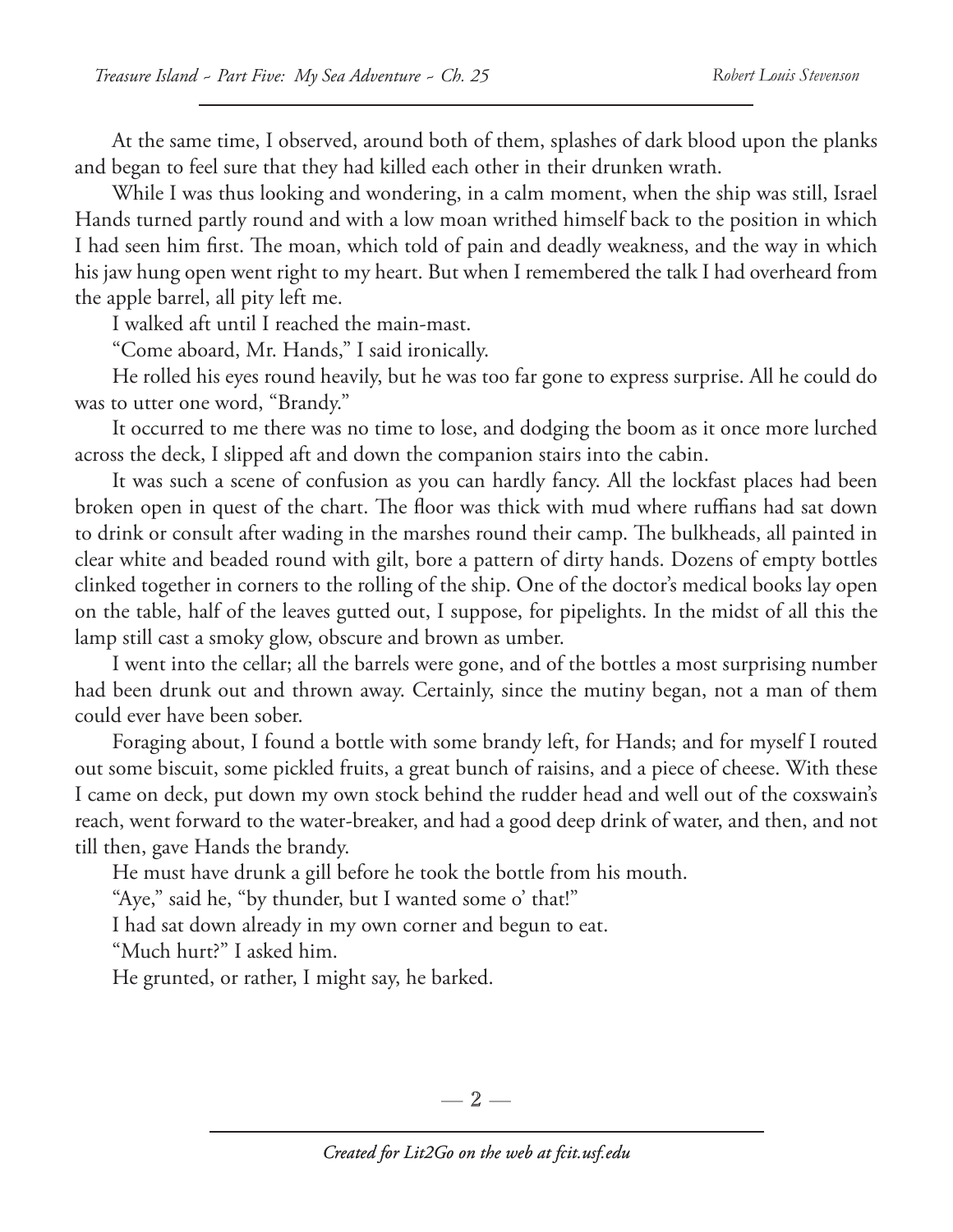At the same time, I observed, around both of them, splashes of dark blood upon the planks and began to feel sure that they had killed each other in their drunken wrath.

While I was thus looking and wondering, in a calm moment, when the ship was still, Israel Hands turned partly round and with a low moan writhed himself back to the position in which I had seen him first. The moan, which told of pain and deadly weakness, and the way in which his jaw hung open went right to my heart. But when I remembered the talk I had overheard from the apple barrel, all pity left me.

I walked aft until I reached the main-mast.

"Come aboard, Mr. Hands," I said ironically.

He rolled his eyes round heavily, but he was too far gone to express surprise. All he could do was to utter one word, "Brandy."

It occurred to me there was no time to lose, and dodging the boom as it once more lurched across the deck, I slipped aft and down the companion stairs into the cabin.

It was such a scene of confusion as you can hardly fancy. All the lockfast places had been broken open in quest of the chart. The floor was thick with mud where ruffians had sat down to drink or consult after wading in the marshes round their camp. The bulkheads, all painted in clear white and beaded round with gilt, bore a pattern of dirty hands. Dozens of empty bottles clinked together in corners to the rolling of the ship. One of the doctor's medical books lay open on the table, half of the leaves gutted out, I suppose, for pipelights. In the midst of all this the lamp still cast a smoky glow, obscure and brown as umber.

I went into the cellar; all the barrels were gone, and of the bottles a most surprising number had been drunk out and thrown away. Certainly, since the mutiny began, not a man of them could ever have been sober.

Foraging about, I found a bottle with some brandy left, for Hands; and for myself I routed out some biscuit, some pickled fruits, a great bunch of raisins, and a piece of cheese. With these I came on deck, put down my own stock behind the rudder head and well out of the coxswain's reach, went forward to the water-breaker, and had a good deep drink of water, and then, and not till then, gave Hands the brandy.

He must have drunk a gill before he took the bottle from his mouth.

"Aye," said he, "by thunder, but I wanted some o' that!"

I had sat down already in my own corner and begun to eat.

"Much hurt?" I asked him.

He grunted, or rather, I might say, he barked.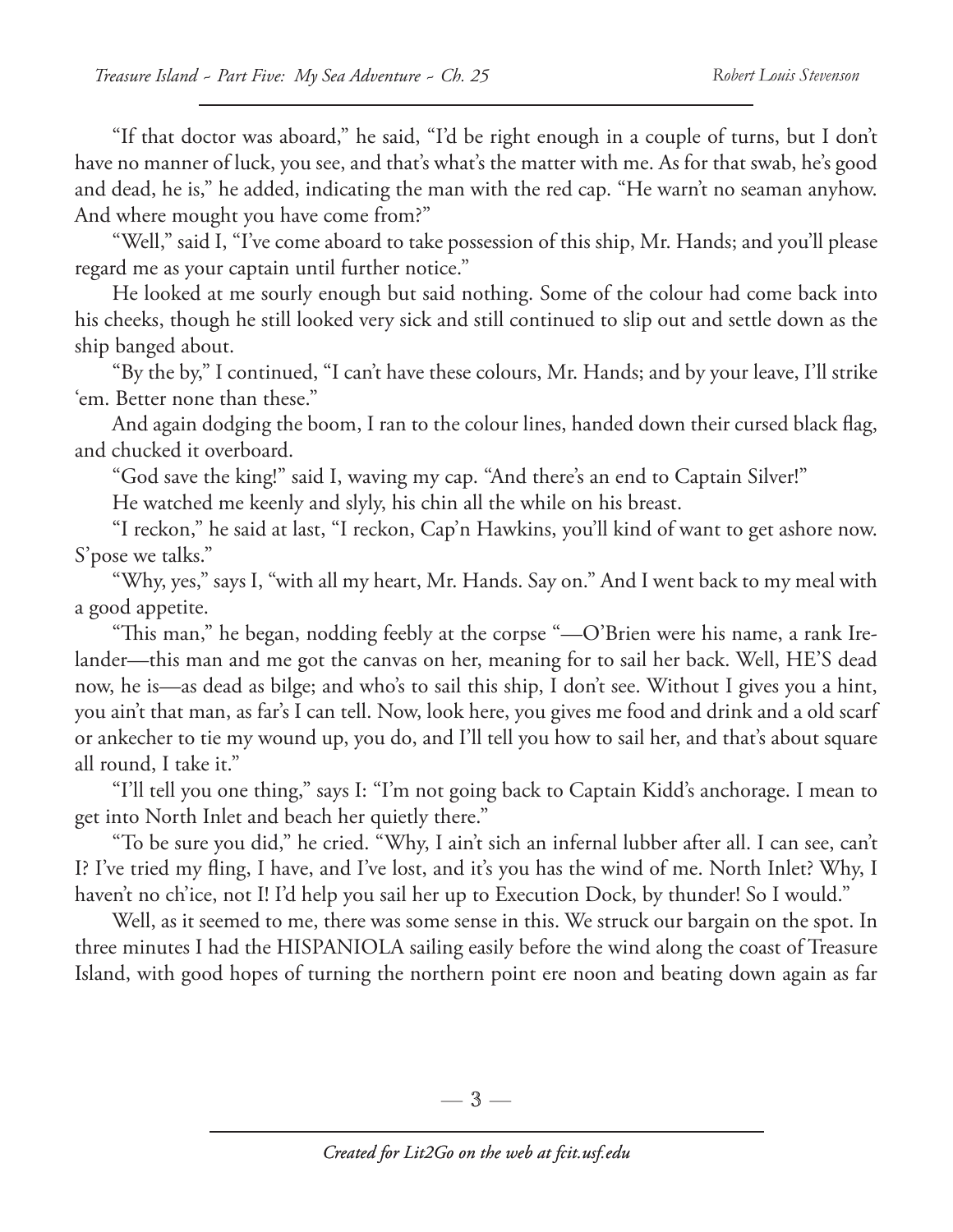"If that doctor was aboard," he said, "I'd be right enough in a couple of turns, but I don't have no manner of luck, you see, and that's what's the matter with me. As for that swab, he's good and dead, he is," he added, indicating the man with the red cap. "He warn't no seaman anyhow. And where mought you have come from?"

"Well," said I, "I've come aboard to take possession of this ship, Mr. Hands; and you'll please regard me as your captain until further notice."

He looked at me sourly enough but said nothing. Some of the colour had come back into his cheeks, though he still looked very sick and still continued to slip out and settle down as the ship banged about.

"By the by," I continued, "I can't have these colours, Mr. Hands; and by your leave, I'll strike 'em. Better none than these."

And again dodging the boom, I ran to the colour lines, handed down their cursed black flag, and chucked it overboard.

"God save the king!" said I, waving my cap. "And there's an end to Captain Silver!"

He watched me keenly and slyly, his chin all the while on his breast.

"I reckon," he said at last, "I reckon, Cap'n Hawkins, you'll kind of want to get ashore now. S'pose we talks."

"Why, yes," says I, "with all my heart, Mr. Hands. Say on." And I went back to my meal with a good appetite.

"This man," he began, nodding feebly at the corpse "—O'Brien were his name, a rank Irelander—this man and me got the canvas on her, meaning for to sail her back. Well, HE'S dead now, he is—as dead as bilge; and who's to sail this ship, I don't see. Without I gives you a hint, you ain't that man, as far's I can tell. Now, look here, you gives me food and drink and a old scarf or ankecher to tie my wound up, you do, and I'll tell you how to sail her, and that's about square all round, I take it."

"I'll tell you one thing," says I: "I'm not going back to Captain Kidd's anchorage. I mean to get into North Inlet and beach her quietly there."

"To be sure you did," he cried. "Why, I ain't sich an infernal lubber after all. I can see, can't I? I've tried my fling, I have, and I've lost, and it's you has the wind of me. North Inlet? Why, I haven't no ch'ice, not I! I'd help you sail her up to Execution Dock, by thunder! So I would."

Well, as it seemed to me, there was some sense in this. We struck our bargain on the spot. In three minutes I had the HISPANIOLA sailing easily before the wind along the coast of Treasure Island, with good hopes of turning the northern point ere noon and beating down again as far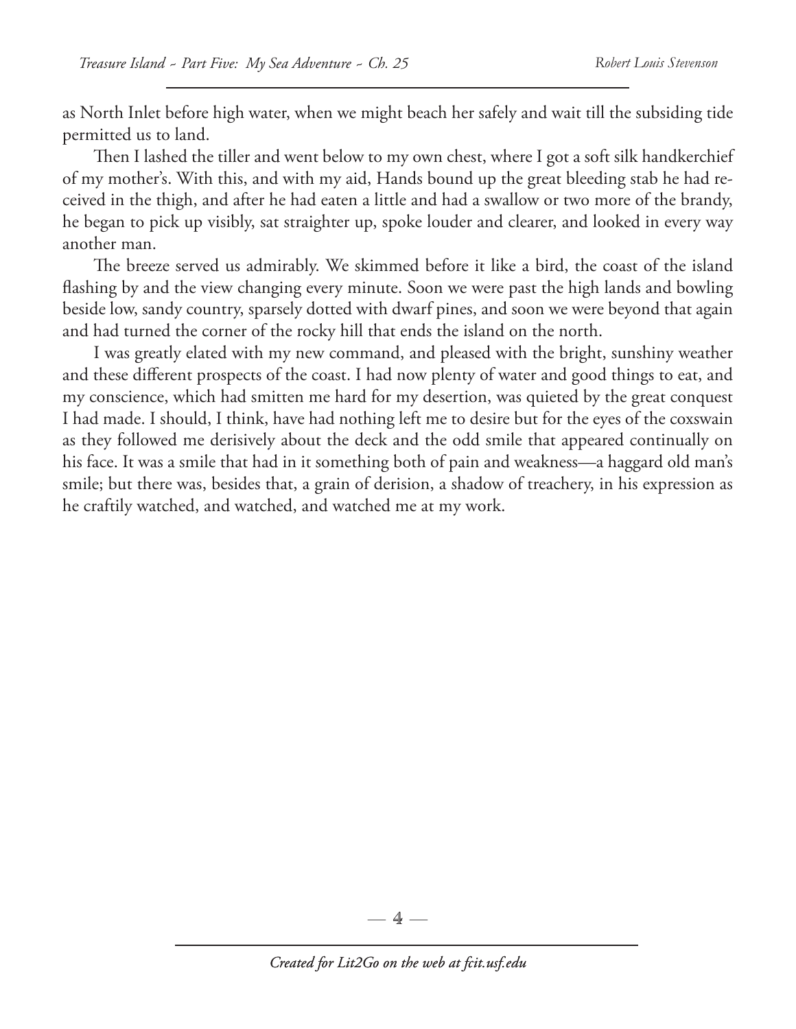as North Inlet before high water, when we might beach her safely and wait till the subsiding tide permitted us to land.

Then I lashed the tiller and went below to my own chest, where I got a soft silk handkerchief of my mother's. With this, and with my aid, Hands bound up the great bleeding stab he had received in the thigh, and after he had eaten a little and had a swallow or two more of the brandy, he began to pick up visibly, sat straighter up, spoke louder and clearer, and looked in every way another man.

The breeze served us admirably. We skimmed before it like a bird, the coast of the island flashing by and the view changing every minute. Soon we were past the high lands and bowling beside low, sandy country, sparsely dotted with dwarf pines, and soon we were beyond that again and had turned the corner of the rocky hill that ends the island on the north.

I was greatly elated with my new command, and pleased with the bright, sunshiny weather and these different prospects of the coast. I had now plenty of water and good things to eat, and my conscience, which had smitten me hard for my desertion, was quieted by the great conquest I had made. I should, I think, have had nothing left me to desire but for the eyes of the coxswain as they followed me derisively about the deck and the odd smile that appeared continually on his face. It was a smile that had in it something both of pain and weakness—a haggard old man's smile; but there was, besides that, a grain of derision, a shadow of treachery, in his expression as he craftily watched, and watched, and watched me at my work.